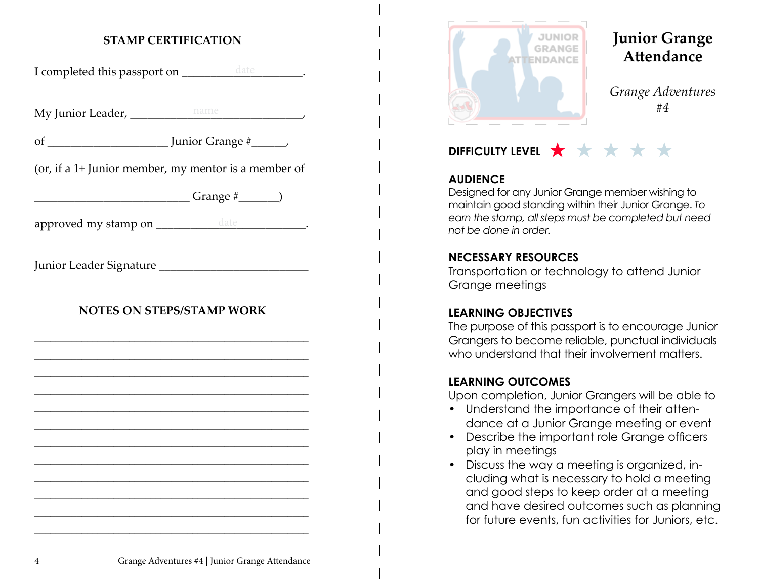## STAMP CERTIFICATION

I completed this passport on ___________date___________.

My Junior Leader, _______________name_______________,

of ____________________ Junior Grange #______,

(or, if a 1+ Junior member, my mentor is a member of

__________________________ Grange #_______)

approved my stamp on _____________date_____________.

Junior Leader Signature __________________________

## NOTES ON STEPS/STAMP WORK

______________________________________________

______________________________________________

______________________________________________

______________________________________________

______________________________________________

______________________________________________

______________________________________________

______________________________________________

______________________________________________

______________________________________________

______________________________________________

______________________________________________

# Junior Grange Attendance

*Grange Adventures #4*

**DIFFICULTY LEVEL** ★☆☆☆☆

**AUDIENCE**

Designed for any Junior Grange member wishing to maintain good standing within their Junior Grange. *To earn the stamp, all steps must be completed but need not be done in order.*

**NECESSARY RESOURCES**

Transportation or technology to attend Junior Grange meetings

**LEARNING OBJECTIVES**

The purpose of this passport is to encourage Junior Grangers to become reliable, punctual individuals who understand that their involvement matters.

**LEARNING OUTCOMES**

Upon completion, Junior Grangers will be able to

- Understand the importance of their attendance at a Junior Grange meeting or event
- Describe the important role Grange officers play in meetings
- Discuss the way a meeting is organized, including what is necessary to hold a meeting and good steps to keep order at a meeting and have desired outcomes such as planning for future events, fun activities for Juniors, etc.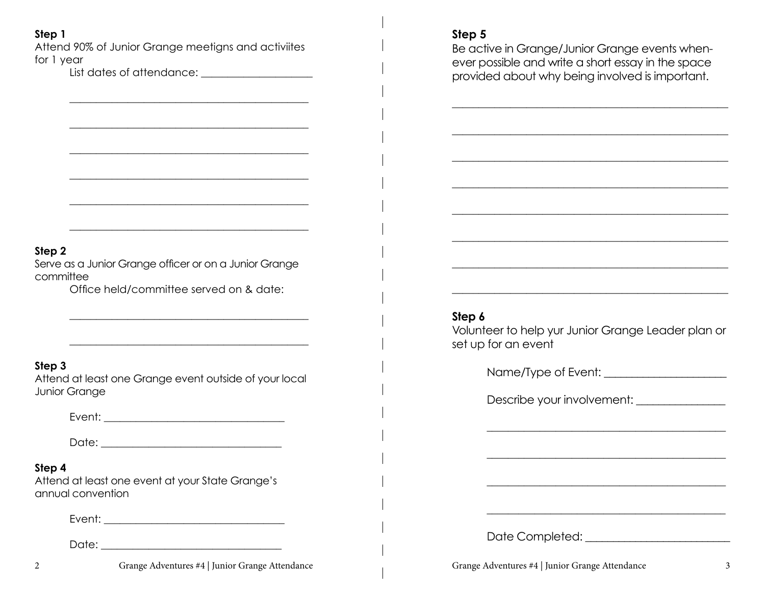**Step 1**
Attend 90% of Junior Grange meetigns and activiites for 1 year

List dates of attendance: ____________________

____________________________________________

____________________________________________

____________________________________________

____________________________________________

____________________________________________

____________________________________________

**Step 2**
Serve as a Junior Grange officer or on a Junior Grange committee

Office held/committee served on & date:

____________________________________________

____________________________________________

**Step 3**
Attend at least one Grange event outside of your local Junior Grange

Event: ________________________________

Date: ________________________________

**Step 4**
Attend at least one event at your State Grange's annual convention

Event: ________________________________

Date: ________________________________

**Step 5**
Be active in Grange/Junior Grange events whenever possible and write a short essay in the space provided about why being involved is important.

____________________________________________

____________________________________________

____________________________________________

____________________________________________

____________________________________________

____________________________________________

____________________________________________

____________________________________________

**Step 6**
Volunteer to help yur Junior Grange Leader plan or set up for an event

Name/Type of Event: ____________________

Describe your involvement: _______________

____________________________________________

____________________________________________

____________________________________________

____________________________________________

Date Completed: ________________________